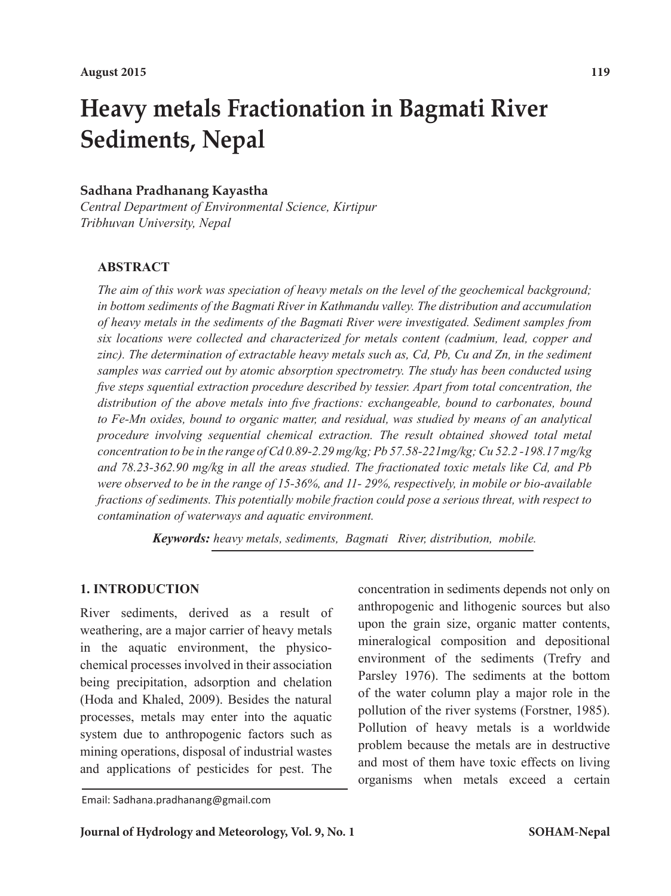# Heavy metals Fractionation in Bagmati River Sediments, Nepal

**Sadhana Pradhanang Kayastha**

*Central Department of Environmental Science, Kirtipur*
*Tribhuvan University, Nepal*

## ABSTRACT

*The aim of this work was speciation of heavy metals on the level of the geochemical background; in bottom sediments of the Bagmati River in Kathmandu valley. The distribution and accumulation of heavy metals in the sediments of the Bagmati River were investigated. Sediment samples from six locations were collected and characterized for metals content (cadmium, lead, copper and zinc). The determination of extractable heavy metals such as, Cd, Pb, Cu and Zn, in the sediment samples was carried out by atomic absorption spectrometry. The study has been conducted using five steps squential extraction procedure described by tessier. Apart from total concentration, the distribution of the above metals into five fractions: exchangeable, bound to carbonates, bound to Fe-Mn oxides, bound to organic matter, and residual, was studied by means of an analytical procedure involving sequential chemical extraction. The result obtained showed total metal concentration to be in the range of Cd 0.89-2.29 mg/kg; Pb 57.58-221mg/kg; Cu 52.2 -198.17 mg/kg and 78.23-362.90 mg/kg in all the areas studied. The fractionated toxic metals like Cd, and Pb were observed to be in the range of 15-36%, and 11- 29%, respectively, in mobile or bio-available fractions of sediments. This potentially mobile fraction could pose a serious threat, with respect to contamination of waterways and aquatic environment.*

***Keywords:*** *heavy metals, sediments, Bagmati River, distribution, mobile.*

## 1. INTRODUCTION

River sediments, derived as a result of weathering, are a major carrier of heavy metals in the aquatic environment, the physico-chemical processes involved in their association being precipitation, adsorption and chelation (Hoda and Khaled, 2009). Besides the natural processes, metals may enter into the aquatic system due to anthropogenic factors such as mining operations, disposal of industrial wastes and applications of pesticides for pest. The concentration in sediments depends not only on anthropogenic and lithogenic sources but also upon the grain size, organic matter contents, mineralogical composition and depositional environment of the sediments (Trefry and Parsley 1976). The sediments at the bottom of the water column play a major role in the pollution of the river systems (Forstner, 1985). Pollution of heavy metals is a worldwide problem because the metals are in destructive and most of them have toxic effects on living organisms when metals exceed a certain

Email: Sadhana.pradhanang@gmail.com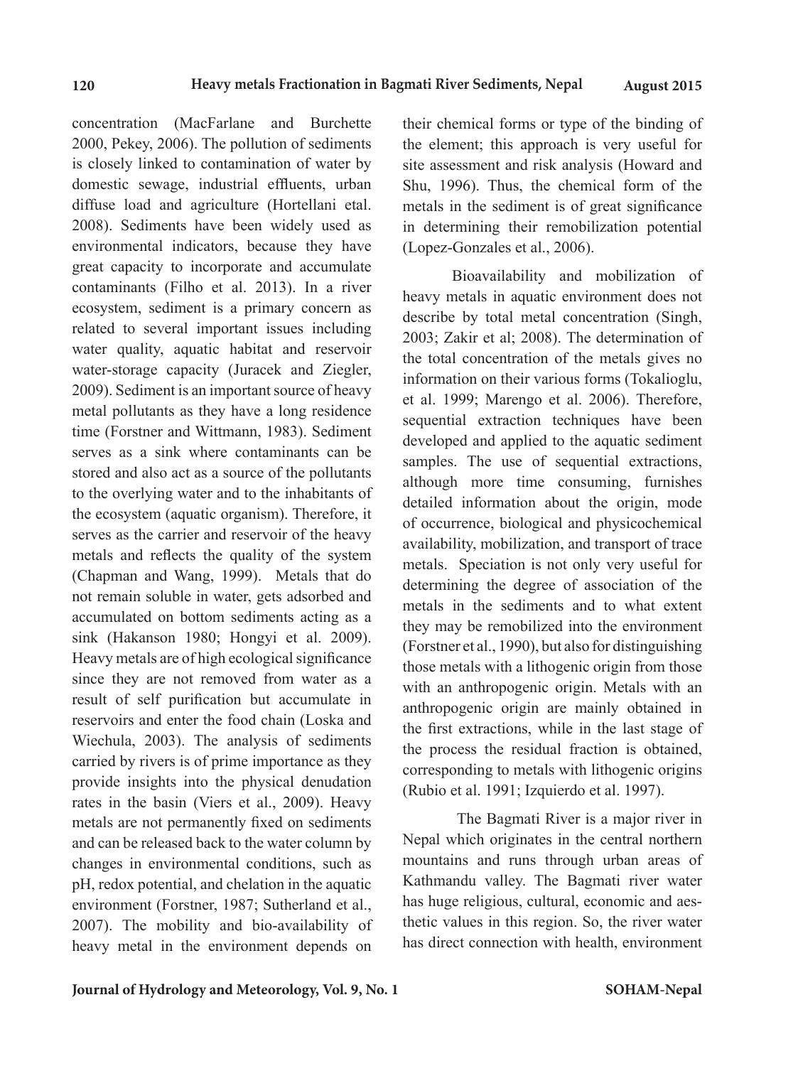concentration (MacFarlane and Burchette 2000, Pekey, 2006). The pollution of sediments is closely linked to contamination of water by domestic sewage, industrial effluents, urban diffuse load and agriculture (Hortellani etal. 2008). Sediments have been widely used as environmental indicators, because they have great capacity to incorporate and accumulate contaminants (Filho et al. 2013). In a river ecosystem, sediment is a primary concern as related to several important issues including water quality, aquatic habitat and reservoir water-storage capacity (Juracek and Ziegler, 2009). Sediment is an important source of heavy metal pollutants as they have a long residence time (Forstner and Wittmann, 1983). Sediment serves as a sink where contaminants can be stored and also act as a source of the pollutants to the overlying water and to the inhabitants of the ecosystem (aquatic organism). Therefore, it serves as the carrier and reservoir of the heavy metals and reflects the quality of the system (Chapman and Wang, 1999). Metals that do not remain soluble in water, gets adsorbed and accumulated on bottom sediments acting as a sink (Hakanson 1980; Hongyi et al. 2009). Heavy metals are of high ecological significance since they are not removed from water as a result of self purification but accumulate in reservoirs and enter the food chain (Loska and Wiechula, 2003). The analysis of sediments carried by rivers is of prime importance as they provide insights into the physical denudation rates in the basin (Viers et al., 2009). Heavy metals are not permanently fixed on sediments and can be released back to the water column by changes in environmental conditions, such as pH, redox potential, and chelation in the aquatic environment (Forstner, 1987; Sutherland et al., 2007). The mobility and bio-availability of heavy metal in the environment depends on their chemical forms or type of the binding of the element; this approach is very useful for site assessment and risk analysis (Howard and Shu, 1996). Thus, the chemical form of the metals in the sediment is of great significance in determining their remobilization potential (Lopez-Gonzales et al., 2006).

Bioavailability and mobilization of heavy metals in aquatic environment does not describe by total metal concentration (Singh, 2003; Zakir et al; 2008). The determination of the total concentration of the metals gives no information on their various forms (Tokalioglu, et al. 1999; Marengo et al. 2006). Therefore, sequential extraction techniques have been developed and applied to the aquatic sediment samples. The use of sequential extractions, although more time consuming, furnishes detailed information about the origin, mode of occurrence, biological and physicochemical availability, mobilization, and transport of trace metals. Speciation is not only very useful for determining the degree of association of the metals in the sediments and to what extent they may be remobilized into the environment (Forstner et al., 1990), but also for distinguishing those metals with a lithogenic origin from those with an anthropogenic origin. Metals with an anthropogenic origin are mainly obtained in the first extractions, while in the last stage of the process the residual fraction is obtained, corresponding to metals with lithogenic origins (Rubio et al. 1991; Izquierdo et al. 1997).

The Bagmati River is a major river in Nepal which originates in the central northern mountains and runs through urban areas of Kathmandu valley. The Bagmati river water has huge religious, cultural, economic and aesthetic values in this region. So, the river water has direct connection with health, environment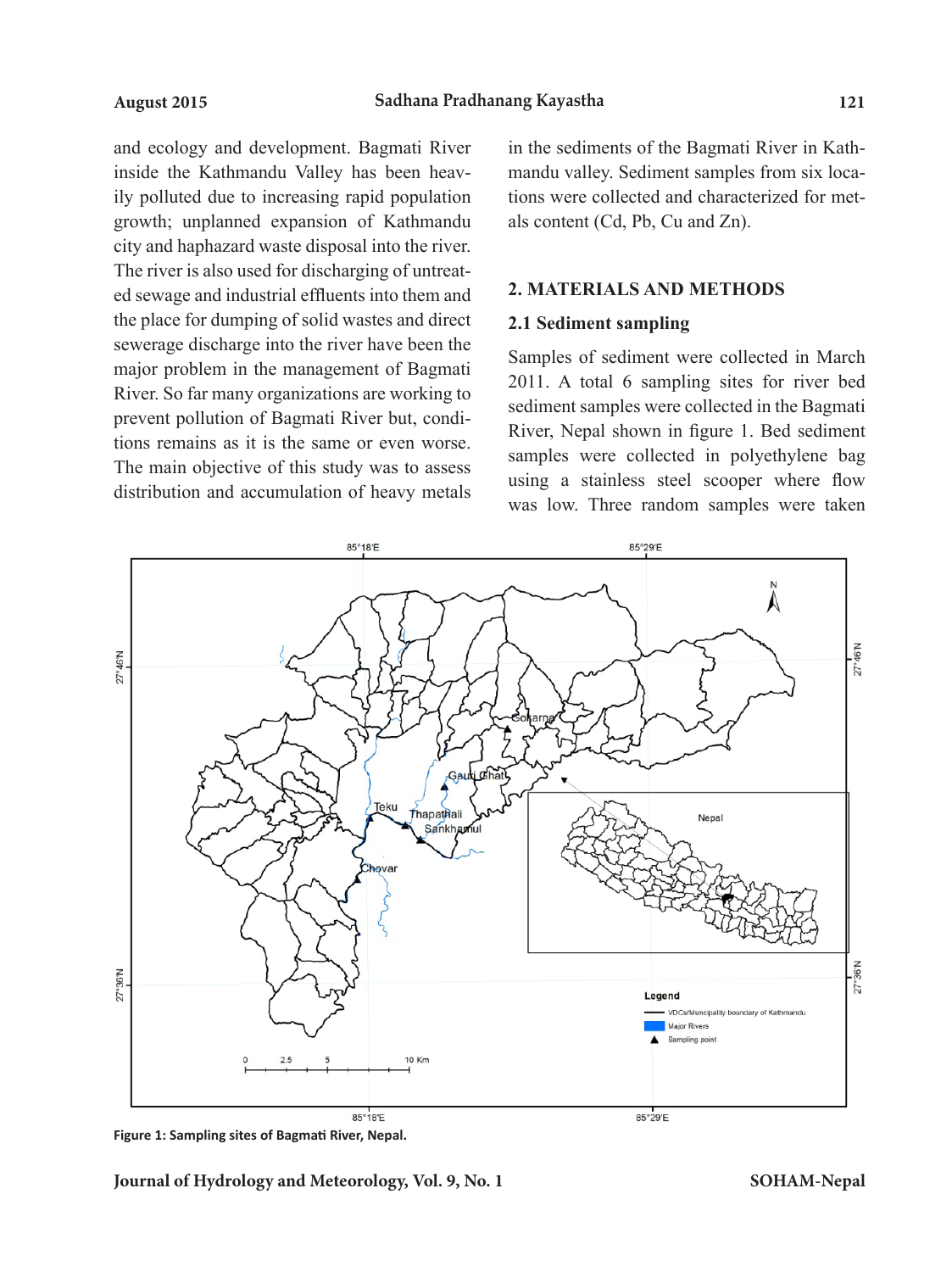and ecology and development. Bagmati River inside the Kathmandu Valley has been heavily polluted due to increasing rapid population growth; unplanned expansion of Kathmandu city and haphazard waste disposal into the river. The river is also used for discharging of untreated sewage and industrial effluents into them and the place for dumping of solid wastes and direct sewerage discharge into the river have been the major problem in the management of Bagmati River. So far many organizations are working to prevent pollution of Bagmati River but, conditions remains as it is the same or even worse. The main objective of this study was to assess distribution and accumulation of heavy metals in the sediments of the Bagmati River in Kathmandu valley. Sediment samples from six locations were collected and characterized for metals content (Cd, Pb, Cu and Zn).

## 2. MATERIALS AND METHODS

### 2.1 Sediment sampling

Samples of sediment were collected in March 2011. A total 6 sampling sites for river bed sediment samples were collected in the Bagmati River, Nepal shown in figure 1. Bed sediment samples were collected in polyethylene bag using a stainless steel scooper where flow was low. Three random samples were taken

**Figure 1: Sampling sites of Bagmati River, Nepal.**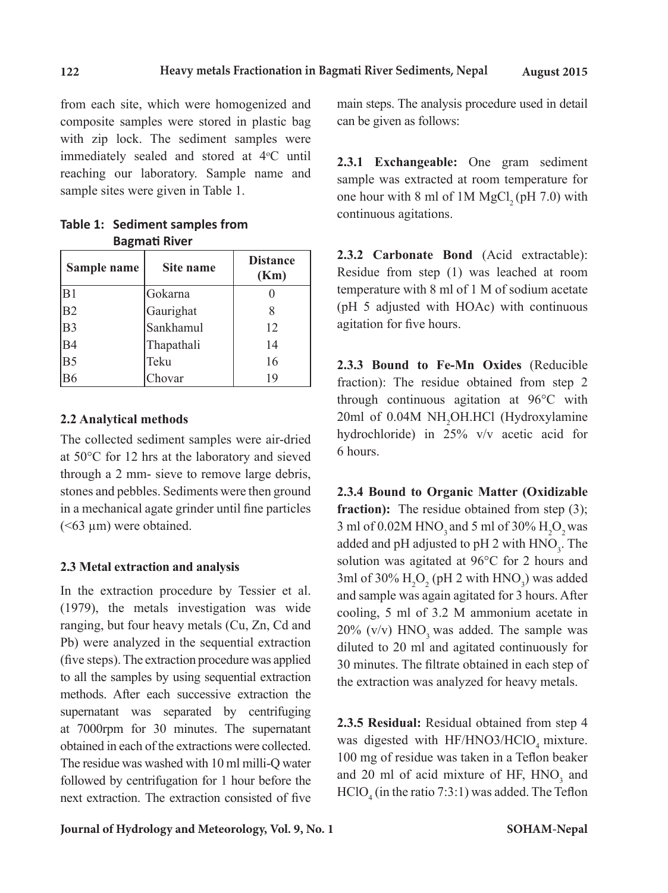from each site, which were homogenized and composite samples were stored in plastic bag with zip lock. The sediment samples were immediately sealed and stored at 4°C until reaching our laboratory. Sample name and sample sites were given in Table 1.

**Table 1: Sediment samples from Bagmati River**

| Sample name | Site name | Distance (Km) |
|---|---|---|
| B1 | Gokarna | 0 |
| B2 | Gaurighat | 8 |
| B3 | Sankhamul | 12 |
| B4 | Thapathali | 14 |
| B5 | Teku | 16 |
| B6 | Chovar | 19 |

### 2.2 Analytical methods

The collected sediment samples were air-dried at 50°C for 12 hrs at the laboratory and sieved through a 2 mm- sieve to remove large debris, stones and pebbles. Sediments were then ground in a mechanical agate grinder until fine particles (<63 µm) were obtained.

### 2.3 Metal extraction and analysis

In the extraction procedure by Tessier et al. (1979), the metals investigation was wide ranging, but four heavy metals (Cu, Zn, Cd and Pb) were analyzed in the sequential extraction (five steps). The extraction procedure was applied to all the samples by using sequential extraction methods. After each successive extraction the supernatant was separated by centrifuging at 7000rpm for 30 minutes. The supernatant obtained in each of the extractions were collected. The residue was washed with 10 ml milli-Q water followed by centrifugation for 1 hour before the next extraction. The extraction consisted of five main steps. The analysis procedure used in detail can be given as follows:

**2.3.1 Exchangeable:** One gram sediment sample was extracted at room temperature for one hour with 8 ml of 1M $MgCl_2$ (pH 7.0) with continuous agitations.

**2.3.2 Carbonate Bond** (Acid extractable): Residue from step (1) was leached at room temperature with 8 ml of 1 M of sodium acetate (pH 5 adjusted with HOAc) with continuous agitation for five hours.

**2.3.3 Bound to Fe-Mn Oxides** (Reducible fraction): The residue obtained from step 2 through continuous agitation at 96°C with 20ml of 0.04M $NH_2OH.HCl$ (Hydroxylamine hydrochloride) in 25% v/v acetic acid for 6 hours.

**2.3.4 Bound to Organic Matter (Oxidizable fraction):** The residue obtained from step (3); 3 ml of 0.02M $HNO_3$ and 5 ml of 30% $H_2O_2$ was added and pH adjusted to pH 2 with $HNO_3$. The solution was agitated at 96°C for 2 hours and 3ml of 30% $H_2O_2$ (pH 2 with $HNO_3$) was added and sample was again agitated for 3 hours. After cooling, 5 ml of 3.2 M ammonium acetate in 20% (v/v) $HNO_3$ was added. The sample was diluted to 20 ml and agitated continuously for 30 minutes. The filtrate obtained in each step of the extraction was analyzed for heavy metals.

**2.3.5 Residual:** Residual obtained from step 4 was digested with HF/HNO3/$HClO_4$ mixture. 100 mg of residue was taken in a Teflon beaker and 20 ml of acid mixture of HF, $HNO_3$ and $HClO_4$ (in the ratio 7:3:1) was added. The Teflon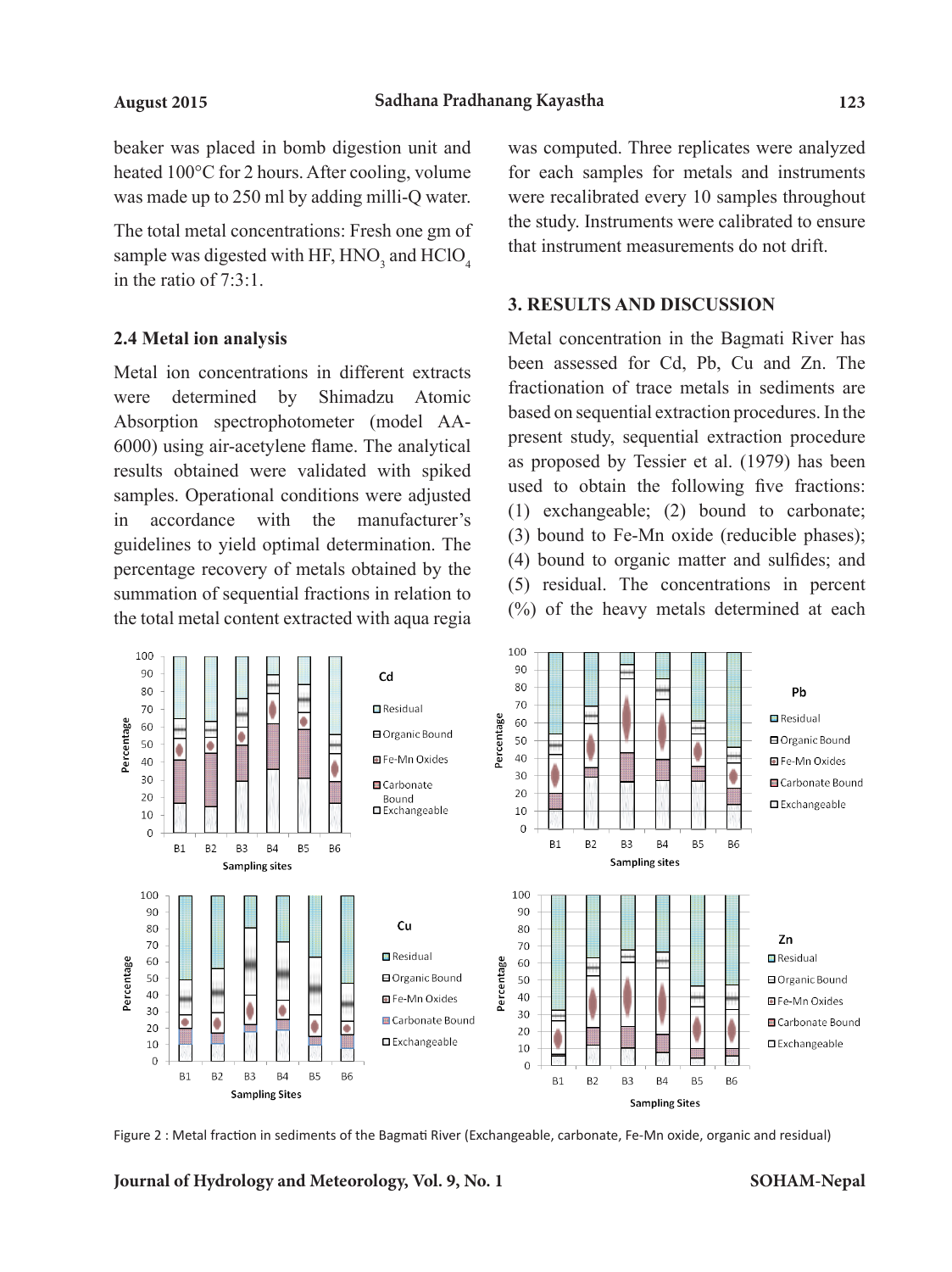beaker was placed in bomb digestion unit and heated 100°C for 2 hours. After cooling, volume was made up to 250 ml by adding milli-Q water.

The total metal concentrations: Fresh one gm of sample was digested with HF, $HNO_3$ and $HClO_4$ in the ratio of 7:3:1.

### 2.4 Metal ion analysis

Metal ion concentrations in different extracts were determined by Shimadzu Atomic Absorption spectrophotometer (model AA-6000) using air-acetylene flame. The analytical results obtained were validated with spiked samples. Operational conditions were adjusted in accordance with the manufacturer's guidelines to yield optimal determination. The percentage recovery of metals obtained by the summation of sequential fractions in relation to the total metal content extracted with aqua regia was computed. Three replicates were analyzed for each samples for metals and instruments were recalibrated every 10 samples throughout the study. Instruments were calibrated to ensure that instrument measurements do not drift.

## 3. RESULTS AND DISCUSSION

Metal concentration in the Bagmati River has been assessed for Cd, Pb, Cu and Zn. The fractionation of trace metals in sediments are based on sequential extraction procedures. In the present study, sequential extraction procedure as proposed by Tessier et al. (1979) has been used to obtain the following five fractions: (1) exchangeable; (2) bound to carbonate; (3) bound to Fe-Mn oxide (reducible phases); (4) bound to organic matter and sulfides; and (5) residual. The concentrations in percent (%) of the heavy metals determined at each

Figure 2 : Metal fraction in sediments of the Bagmati River (Exchangeable, carbonate, Fe-Mn oxide, organic and residual)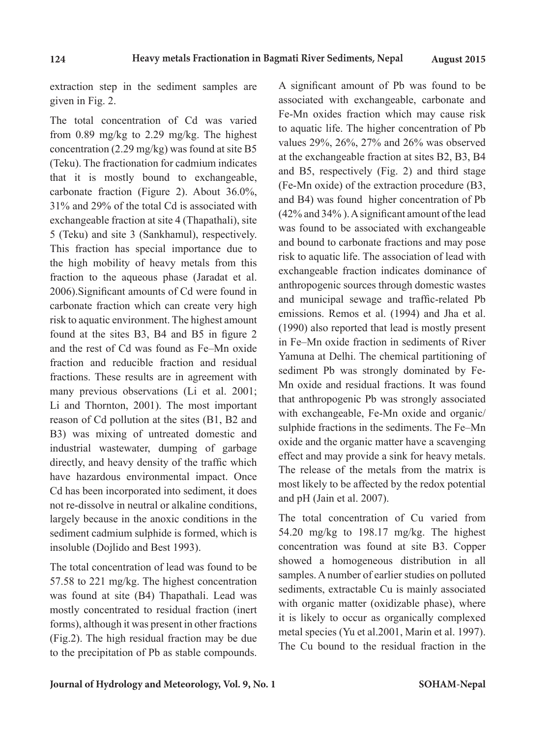extraction step in the sediment samples are given in Fig. 2.

The total concentration of Cd was varied from 0.89 mg/kg to 2.29 mg/kg. The highest concentration (2.29 mg/kg) was found at site B5 (Teku). The fractionation for cadmium indicates that it is mostly bound to exchangeable, carbonate fraction (Figure 2). About 36.0%, 31% and 29% of the total Cd is associated with exchangeable fraction at site 4 (Thapathali), site 5 (Teku) and site 3 (Sankhamul), respectively. This fraction has special importance due to the high mobility of heavy metals from this fraction to the aqueous phase (Jaradat et al. 2006).Significant amounts of Cd were found in carbonate fraction which can create very high risk to aquatic environment. The highest amount found at the sites B3, B4 and B5 in figure 2 and the rest of Cd was found as Fe–Mn oxide fraction and reducible fraction and residual fractions. These results are in agreement with many previous observations (Li et al. 2001; Li and Thornton, 2001). The most important reason of Cd pollution at the sites (B1, B2 and B3) was mixing of untreated domestic and industrial wastewater, dumping of garbage directly, and heavy density of the traffic which have hazardous environmental impact. Once Cd has been incorporated into sediment, it does not re-dissolve in neutral or alkaline conditions, largely because in the anoxic conditions in the sediment cadmium sulphide is formed, which is insoluble (Dojlido and Best 1993).

The total concentration of lead was found to be 57.58 to 221 mg/kg. The highest concentration was found at site (B4) Thapathali. Lead was mostly concentrated to residual fraction (inert forms), although it was present in other fractions (Fig.2). The high residual fraction may be due to the precipitation of Pb as stable compounds. A significant amount of Pb was found to be associated with exchangeable, carbonate and Fe-Mn oxides fraction which may cause risk to aquatic life. The higher concentration of Pb values 29%, 26%, 27% and 26% was observed at the exchangeable fraction at sites B2, B3, B4 and B5, respectively (Fig. 2) and third stage (Fe-Mn oxide) of the extraction procedure (B3, and B4) was found higher concentration of Pb (42% and 34% ). A significant amount of the lead was found to be associated with exchangeable and bound to carbonate fractions and may pose risk to aquatic life. The association of lead with exchangeable fraction indicates dominance of anthropogenic sources through domestic wastes and municipal sewage and traffic-related Pb emissions. Remos et al. (1994) and Jha et al. (1990) also reported that lead is mostly present in Fe–Mn oxide fraction in sediments of River Yamuna at Delhi. The chemical partitioning of sediment Pb was strongly dominated by Fe-Mn oxide and residual fractions. It was found that anthropogenic Pb was strongly associated with exchangeable, Fe-Mn oxide and organic/sulphide fractions in the sediments. The Fe–Mn oxide and the organic matter have a scavenging effect and may provide a sink for heavy metals. The release of the metals from the matrix is most likely to be affected by the redox potential and pH (Jain et al. 2007).

The total concentration of Cu varied from 54.20 mg/kg to 198.17 mg/kg. The highest concentration was found at site B3. Copper showed a homogeneous distribution in all samples. A number of earlier studies on polluted sediments, extractable Cu is mainly associated with organic matter (oxidizable phase), where it is likely to occur as organically complexed metal species (Yu et al.2001, Marin et al. 1997). The Cu bound to the residual fraction in the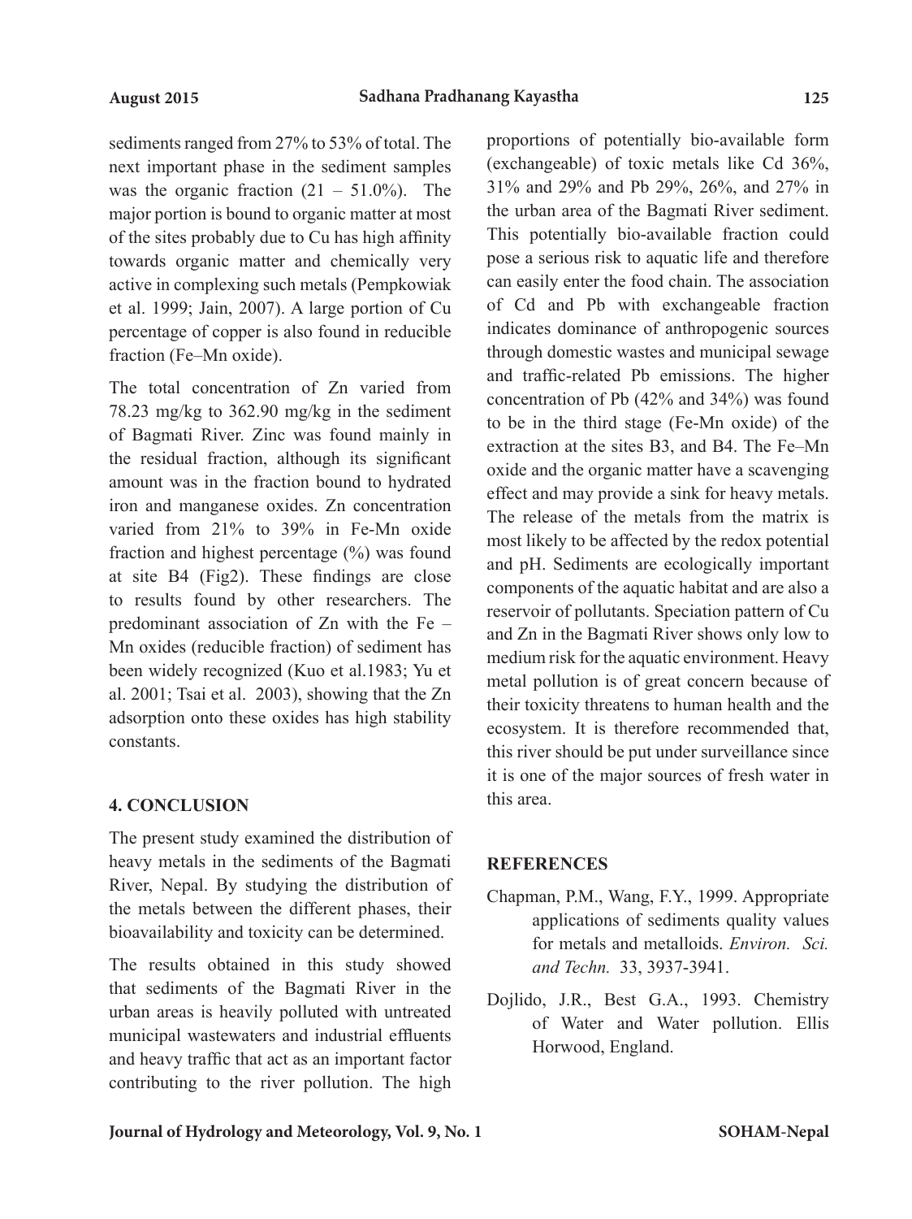sediments ranged from 27% to 53% of total. The next important phase in the sediment samples was the organic fraction (21 – 51.0%). The major portion is bound to organic matter at most of the sites probably due to Cu has high affinity towards organic matter and chemically very active in complexing such metals (Pempkowiak et al. 1999; Jain, 2007). A large portion of Cu percentage of copper is also found in reducible fraction (Fe–Mn oxide).

The total concentration of Zn varied from 78.23 mg/kg to 362.90 mg/kg in the sediment of Bagmati River. Zinc was found mainly in the residual fraction, although its significant amount was in the fraction bound to hydrated iron and manganese oxides. Zn concentration varied from 21% to 39% in Fe-Mn oxide fraction and highest percentage (%) was found at site B4 (Fig2). These findings are close to results found by other researchers. The predominant association of Zn with the Fe – Mn oxides (reducible fraction) of sediment has been widely recognized (Kuo et al.1983; Yu et al. 2001; Tsai et al. 2003), showing that the Zn adsorption onto these oxides has high stability constants.

## 4. CONCLUSION

The present study examined the distribution of heavy metals in the sediments of the Bagmati River, Nepal. By studying the distribution of the metals between the different phases, their bioavailability and toxicity can be determined.

The results obtained in this study showed that sediments of the Bagmati River in the urban areas is heavily polluted with untreated municipal wastewaters and industrial effluents and heavy traffic that act as an important factor contributing to the river pollution. The high proportions of potentially bio-available form (exchangeable) of toxic metals like Cd 36%, 31% and 29% and Pb 29%, 26%, and 27% in the urban area of the Bagmati River sediment. This potentially bio-available fraction could pose a serious risk to aquatic life and therefore can easily enter the food chain. The association of Cd and Pb with exchangeable fraction indicates dominance of anthropogenic sources through domestic wastes and municipal sewage and traffic-related Pb emissions. The higher concentration of Pb (42% and 34%) was found to be in the third stage (Fe-Mn oxide) of the extraction at the sites B3, and B4. The Fe–Mn oxide and the organic matter have a scavenging effect and may provide a sink for heavy metals. The release of the metals from the matrix is most likely to be affected by the redox potential and pH. Sediments are ecologically important components of the aquatic habitat and are also a reservoir of pollutants. Speciation pattern of Cu and Zn in the Bagmati River shows only low to medium risk for the aquatic environment. Heavy metal pollution is of great concern because of their toxicity threatens to human health and the ecosystem. It is therefore recommended that, this river should be put under surveillance since it is one of the major sources of fresh water in this area.

## REFERENCES

Chapman, P.M., Wang, F.Y., 1999. Appropriate applications of sediments quality values for metals and metalloids. *Environ. Sci. and Techn.* 33, 3937-3941.

Dojlido, J.R., Best G.A., 1993. Chemistry of Water and Water pollution. Ellis Horwood, England.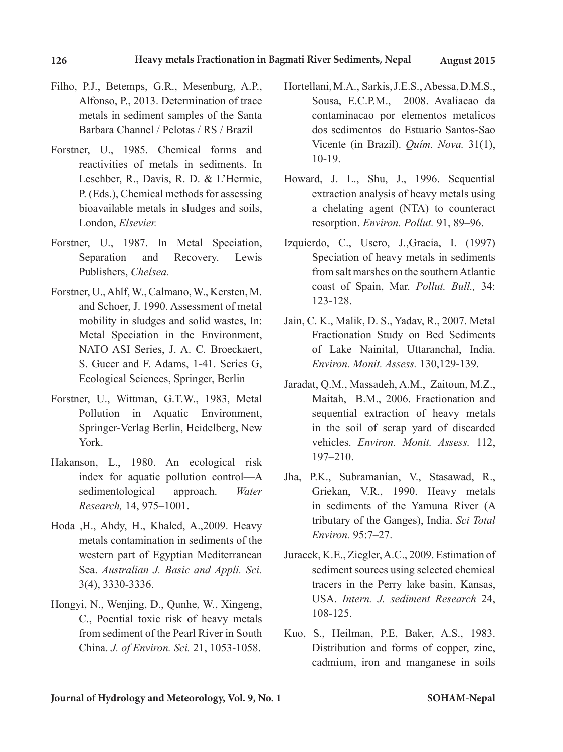Filho, P.J., Betemps, G.R., Mesenburg, A.P., Alfonso, P., 2013. Determination of trace metals in sediment samples of the Santa Barbara Channel / Pelotas / RS / Brazil

Forstner, U., 1985. Chemical forms and reactivities of metals in sediments. In Leschber, R., Davis, R. D. & L'Hermie, P. (Eds.), Chemical methods for assessing bioavailable metals in sludges and soils, London, *Elsevier.*

Forstner, U., 1987. In Metal Speciation, Separation and Recovery. Lewis Publishers, *Chelsea.*

Forstner, U., Ahlf, W., Calmano, W., Kersten, M. and Schoer, J. 1990. Assessment of metal mobility in sludges and solid wastes, In: Metal Speciation in the Environment, NATO ASI Series, J. A. C. Broeckaert, S. Gucer and F. Adams, 1-41. Series G, Ecological Sciences, Springer, Berlin

Forstner, U., Wittman, G.T.W., 1983, Metal Pollution in Aquatic Environment, Springer-Verlag Berlin, Heidelberg, New York.

Hakanson, L., 1980. An ecological risk index for aquatic pollution control—A sedimentological approach. *Water Research,* 14, 975–1001.

Hoda ,H., Ahdy, H., Khaled, A.,2009. Heavy metals contamination in sediments of the western part of Egyptian Mediterranean Sea. *Australian J. Basic and Appli. Sci.* 3(4), 3330-3336.

Hongyi, N., Wenjing, D., Qunhe, W., Xingeng, C., Poential toxic risk of heavy metals from sediment of the Pearl River in South China. *J. of Environ. Sci.* 21, 1053-1058.

Hortellani, M.A., Sarkis, J.E.S., Abessa, D.M.S., Sousa, E.C.P.M., 2008. Avaliacao da contaminacao por elementos metalicos dos sedimentos do Estuario Santos-Sao Vicente (in Brazil). *Quím. Nova.* 31(1), 10-19.

Howard, J. L., Shu, J., 1996. Sequential extraction analysis of heavy metals using a chelating agent (NTA) to counteract resorption. *Environ. Pollut.* 91, 89–96.

Izquierdo, C., Usero, J.,Gracia, I. (1997) Speciation of heavy metals in sediments from salt marshes on the southern Atlantic coast of Spain, Mar. *Pollut. Bull.,* 34: 123-128.

Jain, C. K., Malik, D. S., Yadav, R., 2007. Metal Fractionation Study on Bed Sediments of Lake Nainital, Uttaranchal, India. *Environ. Monit. Assess.* 130,129-139.

Jaradat, Q.M., Massadeh, A.M., Zaitoun, M.Z., Maitah, B.M., 2006. Fractionation and sequential extraction of heavy metals in the soil of scrap yard of discarded vehicles. *Environ. Monit. Assess.* 112, 197–210.

Jha, P.K., Subramanian, V., Stasawad, R., Griekan, V.R., 1990. Heavy metals in sediments of the Yamuna River (A tributary of the Ganges), India. *Sci Total Environ.* 95:7–27.

Juracek, K.E., Ziegler, A.C., 2009. Estimation of sediment sources using selected chemical tracers in the Perry lake basin, Kansas, USA. *Intern. J. sediment Research* 24, 108-125.

Kuo, S., Heilman, P.E, Baker, A.S., 1983. Distribution and forms of copper, zinc, cadmium, iron and manganese in soils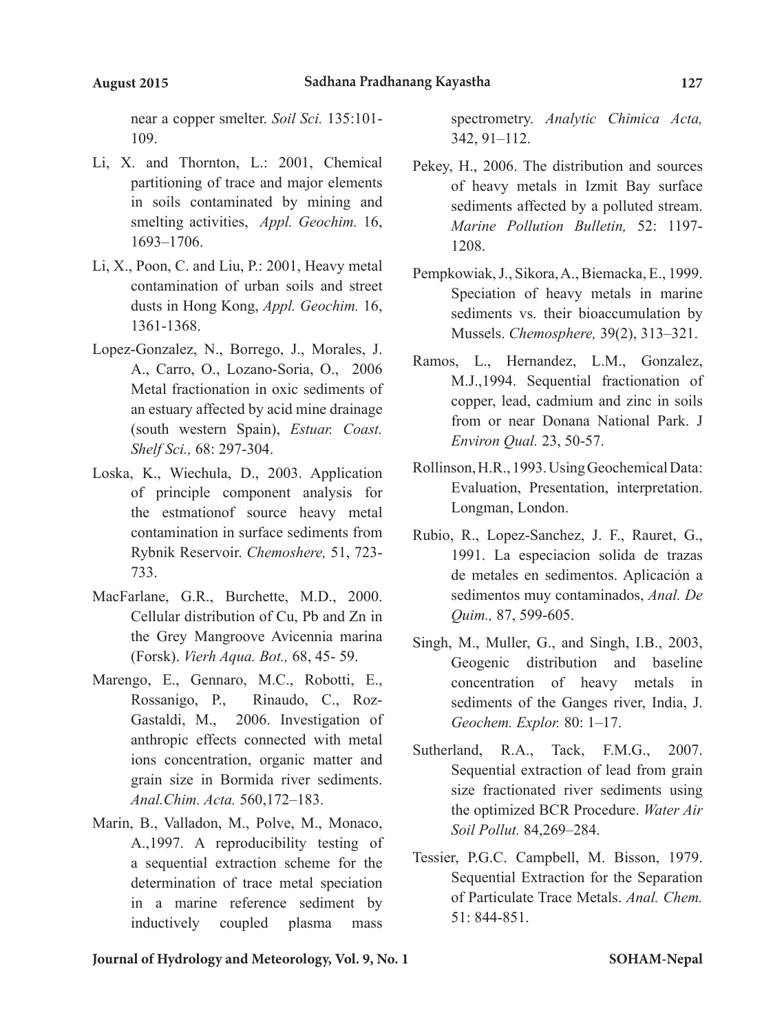near a copper smelter. *Soil Sci.* 135:101-109.

Li, X. and Thornton, L.: 2001, Chemical partitioning of trace and major elements in soils contaminated by mining and smelting activities, *Appl. Geochim.* 16, 1693–1706.

Li, X., Poon, C. and Liu, P.: 2001, Heavy metal contamination of urban soils and street dusts in Hong Kong, *Appl. Geochim.* 16, 1361-1368.

Lopez-Gonzalez, N., Borrego, J., Morales, J. A., Carro, O., Lozano-Soria, O., 2006 Metal fractionation in oxic sediments of an estuary affected by acid mine drainage (south western Spain), *Estuar. Coast. Shelf Sci.,* 68: 297-304.

Loska, K., Wiechula, D., 2003. Application of principle component analysis for the estmationof source heavy metal contamination in surface sediments from Rybnik Reservoir. *Chemoshere,* 51, 723-733.

MacFarlane, G.R., Burchette, M.D., 2000. Cellular distribution of Cu, Pb and Zn in the Grey Mangroove Avicennia marina (Forsk). *Vierh Aqua. Bot.,* 68, 45- 59.

Marengo, E., Gennaro, M.C., Robotti, E., Rossanigo, P., Rinaudo, C., Roz-Gastaldi, M., 2006. Investigation of anthropic effects connected with metal ions concentration, organic matter and grain size in Bormida river sediments. *Anal.Chim. Acta.* 560,172–183.

Marin, B., Valladon, M., Polve, M., Monaco, A.,1997. A reproducibility testing of a sequential extraction scheme for the determination of trace metal speciation in a marine reference sediment by inductively coupled plasma mass spectrometry. *Analytic Chimica Acta,* 342, 91–112.

Pekey, H., 2006. The distribution and sources of heavy metals in Izmit Bay surface sediments affected by a polluted stream. *Marine Pollution Bulletin,* 52: 1197-1208.

Pempkowiak, J., Sikora, A., Biemacka, E., 1999. Speciation of heavy metals in marine sediments vs. their bioaccumulation by Mussels. *Chemosphere,* 39(2), 313–321.

Ramos, L., Hernandez, L.M., Gonzalez, M.J.,1994. Sequential fractionation of copper, lead, cadmium and zinc in soils from or near Donana National Park. J *Environ Qual.* 23, 50-57.

Rollinson, H.R., 1993. Using Geochemical Data: Evaluation, Presentation, interpretation. Longman, London.

Rubio, R., Lopez-Sanchez, J. F., Rauret, G., 1991. La especiacion solida de trazas de metales en sedimentos. Aplicaciȯn a sedimentos muy contaminados, *Anal. De Quim.,* 87, 599-605.

Singh, M., Muller, G., and Singh, I.B., 2003, Geogenic distribution and baseline concentration of heavy metals in sediments of the Ganges river, India, J. *Geochem. Explor.* 80: 1–17.

Sutherland, R.A., Tack, F.M.G., 2007. Sequential extraction of lead from grain size fractionated river sediments using the optimized BCR Procedure. *Water Air Soil Pollut.* 84,269–284.

Tessier, P.G.C. Campbell, M. Bisson, 1979. Sequential Extraction for the Separation of Particulate Trace Metals. *Anal. Chem.* 51: 844-851.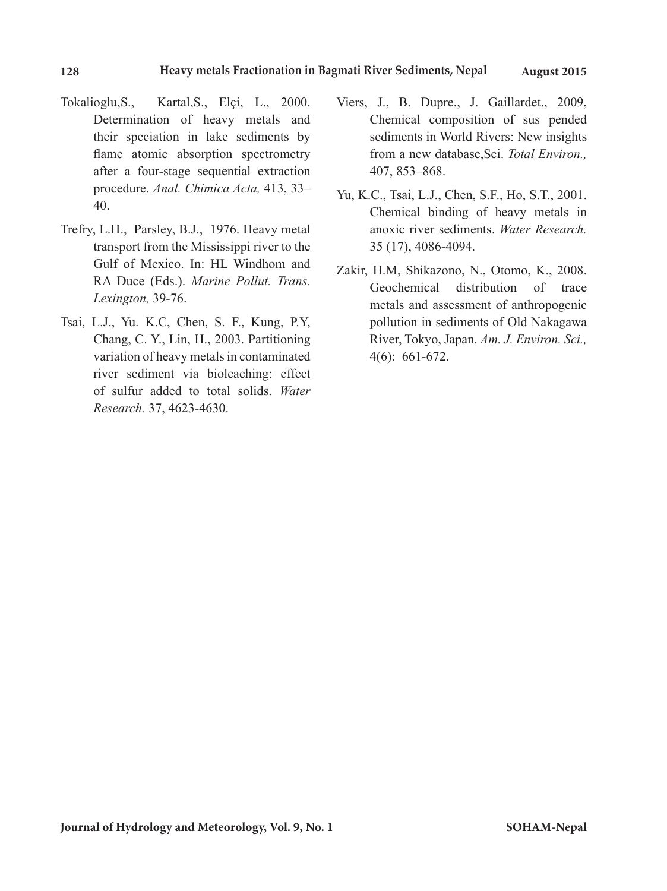Tokalioglu,S., Kartal,S., Elçi, L., 2000. Determination of heavy metals and their speciation in lake sediments by flame atomic absorption spectrometry after a four-stage sequential extraction procedure. *Anal. Chimica Acta,* 413, 33–40.

Trefry, L.H., Parsley, B.J., 1976. Heavy metal transport from the Mississippi river to the Gulf of Mexico. In: HL Windhom and RA Duce (Eds.). *Marine Pollut. Trans. Lexington,* 39-76.

Tsai, L.J., Yu. K.C, Chen, S. F., Kung, P.Y, Chang, C. Y., Lin, H., 2003. Partitioning variation of heavy metals in contaminated river sediment via bioleaching: effect of sulfur added to total solids. *Water Research.* 37, 4623-4630.

Viers, J., B. Dupre., J. Gaillardet., 2009, Chemical composition of sus pended sediments in World Rivers: New insights from a new database,Sci. *Total Environ.,* 407, 853–868.

Yu, K.C., Tsai, L.J., Chen, S.F., Ho, S.T., 2001. Chemical binding of heavy metals in anoxic river sediments. *Water Research.* 35 (17), 4086-4094.

Zakir, H.M, Shikazono, N., Otomo, K., 2008. Geochemical distribution of trace metals and assessment of anthropogenic pollution in sediments of Old Nakagawa River, Tokyo, Japan. *Am. J. Environ. Sci.,* 4(6): 661-672.